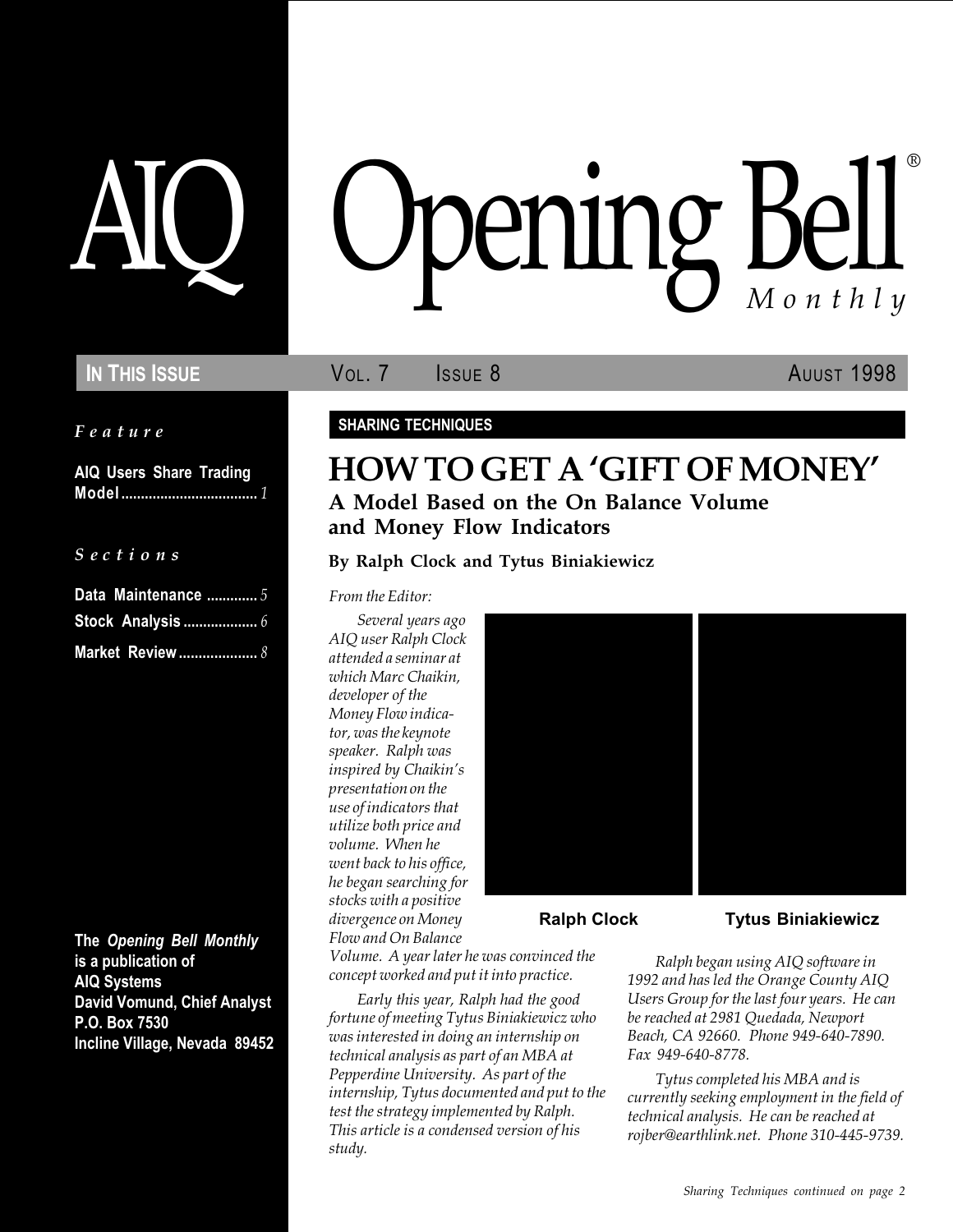# AIQ Opening Bell® Monthly

**IN THIS ISSUE** VOL. 7 ISSUE 8 AUUST 1998

*Feature*

**AIQ Users Share Trading Model** .................................. *1*

*Sections*

**Data Maintenance** ............. *5*

**Stock Analysis** ................... *6*

**Market Review** .................... *8*

**The *Opening Bell Monthly* is a publication of AIQ Systems**
**David Vomund, Chief Analyst**
**P.O. Box 7530**
**Incline Village, Nevada 89452**

**SHARING TECHNIQUES**

# HOW TO GET A 'GIFT OF MONEY'

## A Model Based on the On Balance Volume and Money Flow Indicators

**By Ralph Clock and Tytus Biniakiewicz**

*From the Editor:*

*Several years ago AIQ user Ralph Clock attended a seminar at which Marc Chaikin, developer of the Money Flow indicator, was the keynote speaker. Ralph was inspired by Chaikin's presentation on the use of indicators that utilize both price and volume. When he went back to his office, he began searching for stocks with a positive divergence on Money Flow and On Balance Volume. A year later he was convinced the concept worked and put it into practice.*

*Early this year, Ralph had the good fortune of meeting Tytus Biniakiewicz who was interested in doing an internship on technical analysis as part of an MBA at Pepperdine University. As part of the internship, Tytus documented and put to the test the strategy implemented by Ralph. This article is a condensed version of his study.*

**Ralph Clock** **Tytus Biniakiewicz**

*Ralph began using AIQ software in 1992 and has led the Orange County AIQ Users Group for the last four years. He can be reached at 2981 Quedada, Newport Beach, CA 92660. Phone 949-640-7890. Fax 949-640-8778.*

*Tytus completed his MBA and is currently seeking employment in the field of technical analysis. He can be reached at rojber@earthlink.net. Phone 310-445-9739.*

*Sharing Techniques continued on page 2*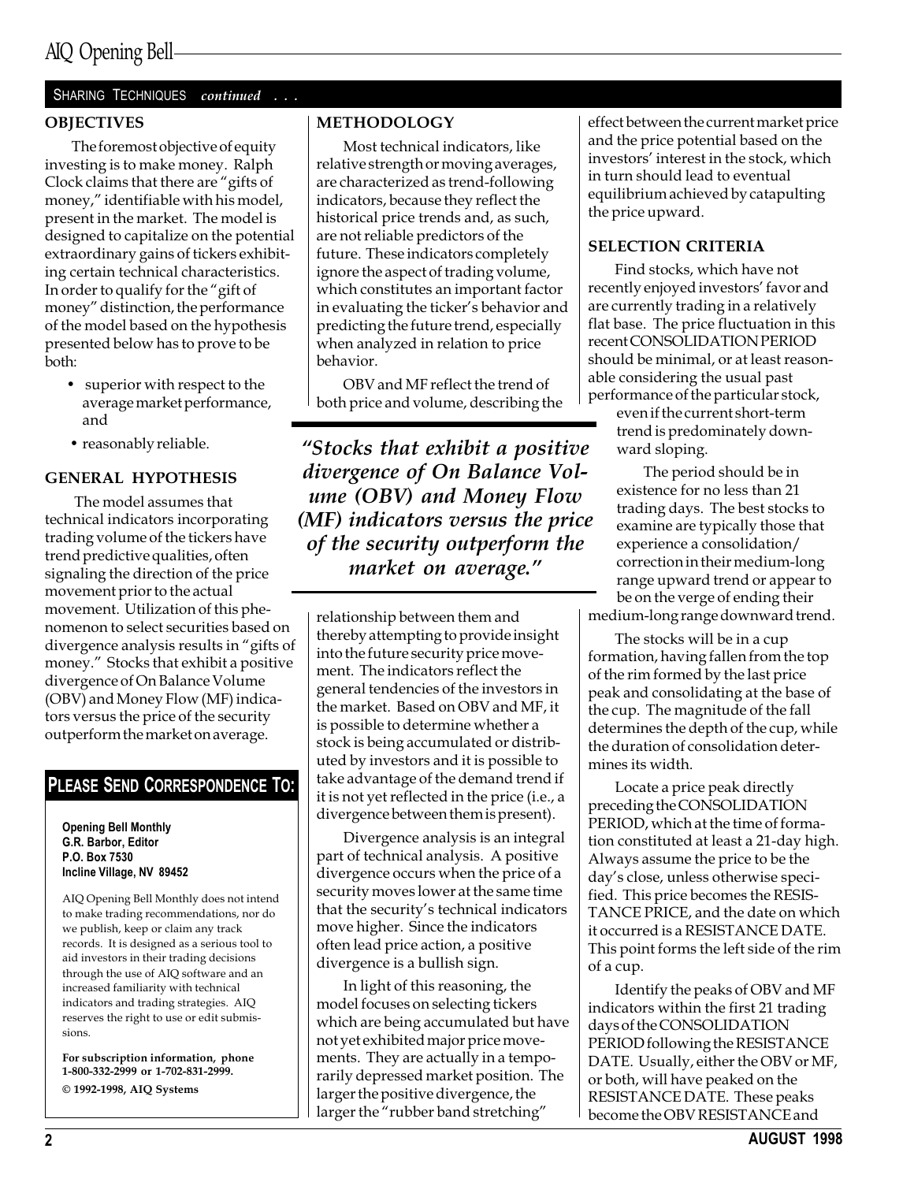SHARING TECHNIQUES *continued . . .*

### OBJECTIVES

The foremost objective of equity investing is to make money. Ralph Clock claims that there are "gifts of money," identifiable with his model, present in the market. The model is designed to capitalize on the potential extraordinary gains of tickers exhibiting certain technical characteristics. In order to qualify for the "gift of money" distinction, the performance of the model based on the hypothesis presented below has to prove to be both:

- superior with respect to the average market performance, and
- reasonably reliable.

### GENERAL HYPOTHESIS

The model assumes that technical indicators incorporating trading volume of the tickers have trend predictive qualities, often signaling the direction of the price movement prior to the actual movement. Utilization of this phenomenon to select securities based on divergence analysis results in "gifts of money." Stocks that exhibit a positive divergence of On Balance Volume (OBV) and Money Flow (MF) indicators versus the price of the security outperform the market on average.

### PLEASE SEND CORRESPONDENCE TO:

**Opening Bell Monthly**
**G.R. Barbor, Editor**
**P.O. Box 7530**
**Incline Village, NV 89452**

AIQ Opening Bell Monthly does not intend to make trading recommendations, nor do we publish, keep or claim any track records. It is designed as a serious tool to aid investors in their trading decisions through the use of AIQ software and an increased familiarity with technical indicators and trading strategies. AIQ reserves the right to use or edit submissions.

**For subscription information, phone 1-800-332-2999 or 1-702-831-2999.**
**© 1992-1998, AIQ Systems**

### METHODOLOGY

Most technical indicators, like relative strength or moving averages, are characterized as trend-following indicators, because they reflect the historical price trends and, as such, are not reliable predictors of the future. These indicators completely ignore the aspect of trading volume, which constitutes an important factor in evaluating the ticker's behavior and predicting the future trend, especially when analyzed in relation to price behavior.

OBV and MF reflect the trend of both price and volume, describing the relationship between them and thereby attempting to provide insight into the future security price movement. The indicators reflect the general tendencies of the investors in the market. Based on OBV and MF, it is possible to determine whether a stock is being accumulated or distributed by investors and it is possible to take advantage of the demand trend if it is not yet reflected in the price (i.e., a divergence between them is present).

> ***"Stocks that exhibit a positive divergence of On Balance Volume (OBV) and Money Flow (MF) indicators versus the price of the security outperform the market on average."***

Divergence analysis is an integral part of technical analysis. A positive divergence occurs when the price of a security moves lower at the same time that the security's technical indicators move higher. Since the indicators often lead price action, a positive divergence is a bullish sign.

In light of this reasoning, the model focuses on selecting tickers which are being accumulated but have not yet exhibited major price movements. They are actually in a temporarily depressed market position. The larger the positive divergence, the larger the "rubber band stretching" effect between the current market price and the price potential based on the investors' interest in the stock, which in turn should lead to eventual equilibrium achieved by catapulting the price upward.

### SELECTION CRITERIA

Find stocks, which have not recently enjoyed investors' favor and are currently trading in a relatively flat base. The price fluctuation in this recent CONSOLIDATION PERIOD should be minimal, or at least reasonable considering the usual past performance of the particular stock, even if the current short-term trend is predominately downward sloping.

The period should be in existence for no less than 21 trading days. The best stocks to examine are typically those that experience a consolidation/correction in their medium-long range upward trend or appear to be on the verge of ending their medium-long range downward trend.

The stocks will be in a cup formation, having fallen from the top of the rim formed by the last price peak and consolidating at the base of the cup. The magnitude of the fall determines the depth of the cup, while the duration of consolidation determines its width.

Locate a price peak directly preceding the CONSOLIDATION PERIOD, which at the time of formation constituted at least a 21-day high. Always assume the price to be the day's close, unless otherwise specified. This price becomes the RESISTANCE PRICE, and the date on which it occurred is a RESISTANCE DATE. This point forms the left side of the rim of a cup.

Identify the peaks of OBV and MF indicators within the first 21 trading days of the CONSOLIDATION PERIOD following the RESISTANCE DATE. Usually, either the OBV or MF, or both, will have peaked on the RESISTANCE DATE. These peaks become the OBV RESISTANCE and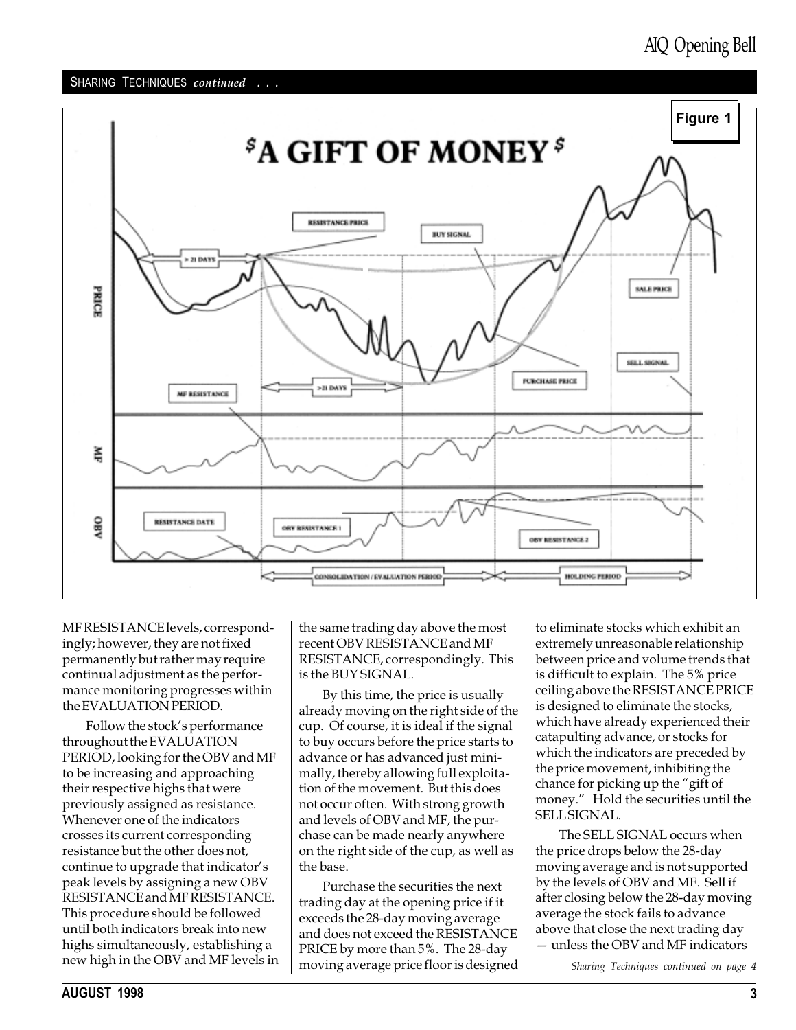SHARING TECHNIQUES *continued . . .*

**Figure 1**

MF RESISTANCE levels, correspondingly; however, they are not fixed permanently but rather may require continual adjustment as the performance monitoring progresses within the EVALUATION PERIOD.

Follow the stock's performance throughout the EVALUATION PERIOD, looking for the OBV and MF to be increasing and approaching their respective highs that were previously assigned as resistance. Whenever one of the indicators crosses its current corresponding resistance but the other does not, continue to upgrade that indicator's peak levels by assigning a new OBV RESISTANCE and MF RESISTANCE. This procedure should be followed until both indicators break into new highs simultaneously, establishing a new high in the OBV and MF levels in the same trading day above the most recent OBV RESISTANCE and MF RESISTANCE, correspondingly. This is the BUY SIGNAL.

By this time, the price is usually already moving on the right side of the cup. Of course, it is ideal if the signal to buy occurs before the price starts to advance or has advanced just minimally, thereby allowing full exploitation of the movement. But this does not occur often. With strong growth and levels of OBV and MF, the purchase can be made nearly anywhere on the right side of the cup, as well as the base.

Purchase the securities the next trading day at the opening price if it exceeds the 28-day moving average and does not exceed the RESISTANCE PRICE by more than 5%. The 28-day moving average price floor is designed to eliminate stocks which exhibit an extremely unreasonable relationship between price and volume trends that is difficult to explain. The 5% price ceiling above the RESISTANCE PRICE is designed to eliminate the stocks, which have already experienced their catapulting advance, or stocks for which the indicators are preceded by the price movement, inhibiting the chance for picking up the "gift of money." Hold the securities until the SELL SIGNAL.

The SELL SIGNAL occurs when the price drops below the 28-day moving average and is not supported by the levels of OBV and MF. Sell if after closing below the 28-day moving average the stock fails to advance above that close the next trading day — unless the OBV and MF indicators

*Sharing Techniques continued on page 4*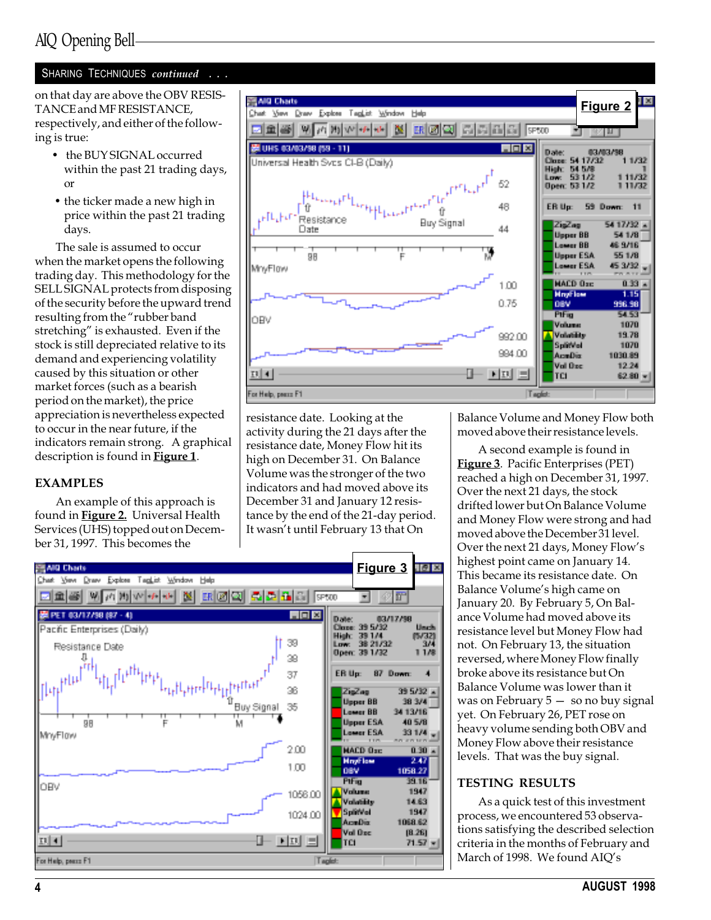## SHARING TECHNIQUES *continued* . . .

on that day are above the OBV RESISTANCE and MF RESISTANCE, respectively, and either of the following is true:

- the BUY SIGNAL occurred within the past 21 trading days, or
- the ticker made a new high in price within the past 21 trading days.

The sale is assumed to occur when the market opens the following trading day. This methodology for the SELL SIGNAL protects from disposing of the security before the upward trend resulting from the "rubber band stretching" is exhausted. Even if the stock is still depreciated relative to its demand and experiencing volatility caused by this situation or other market forces (such as a bearish period on the market), the price appreciation is nevertheless expected to occur in the near future, if the indicators remain strong. A graphical description is found in **Figure 1**.

### EXAMPLES

An example of this approach is found in **Figure 2.** Universal Health Services (UHS) topped out on December 31, 1997. This becomes the resistance date. Looking at the activity during the 21 days after the resistance date, Money Flow hit its high on December 31. On Balance Volume was the stronger of the two indicators and had moved above its December 31 and January 12 resistance by the end of the 21-day period. It wasn't until February 13 that On Balance Volume and Money Flow both moved above their resistance levels.

**Figure 2**

**Figure 3**

A second example is found in **Figure 3**. Pacific Enterprises (PET) reached a high on December 31, 1997. Over the next 21 days, the stock drifted lower but On Balance Volume and Money Flow were strong and had moved above the December 31 level. Over the next 21 days, Money Flow's highest point came on January 14. This became its resistance date. On Balance Volume's high came on January 20. By February 5, On Balance Volume had moved above its resistance level but Money Flow had not. On February 13, the situation reversed, where Money Flow finally broke above its resistance but On Balance Volume was lower than it was on February 5 — so no buy signal yet. On February 26, PET rose on heavy volume sending both OBV and Money Flow above their resistance levels. That was the buy signal.

### TESTING RESULTS

As a quick test of this investment process, we encountered 53 observations satisfying the described selection criteria in the months of February and March of 1998. We found AIQ's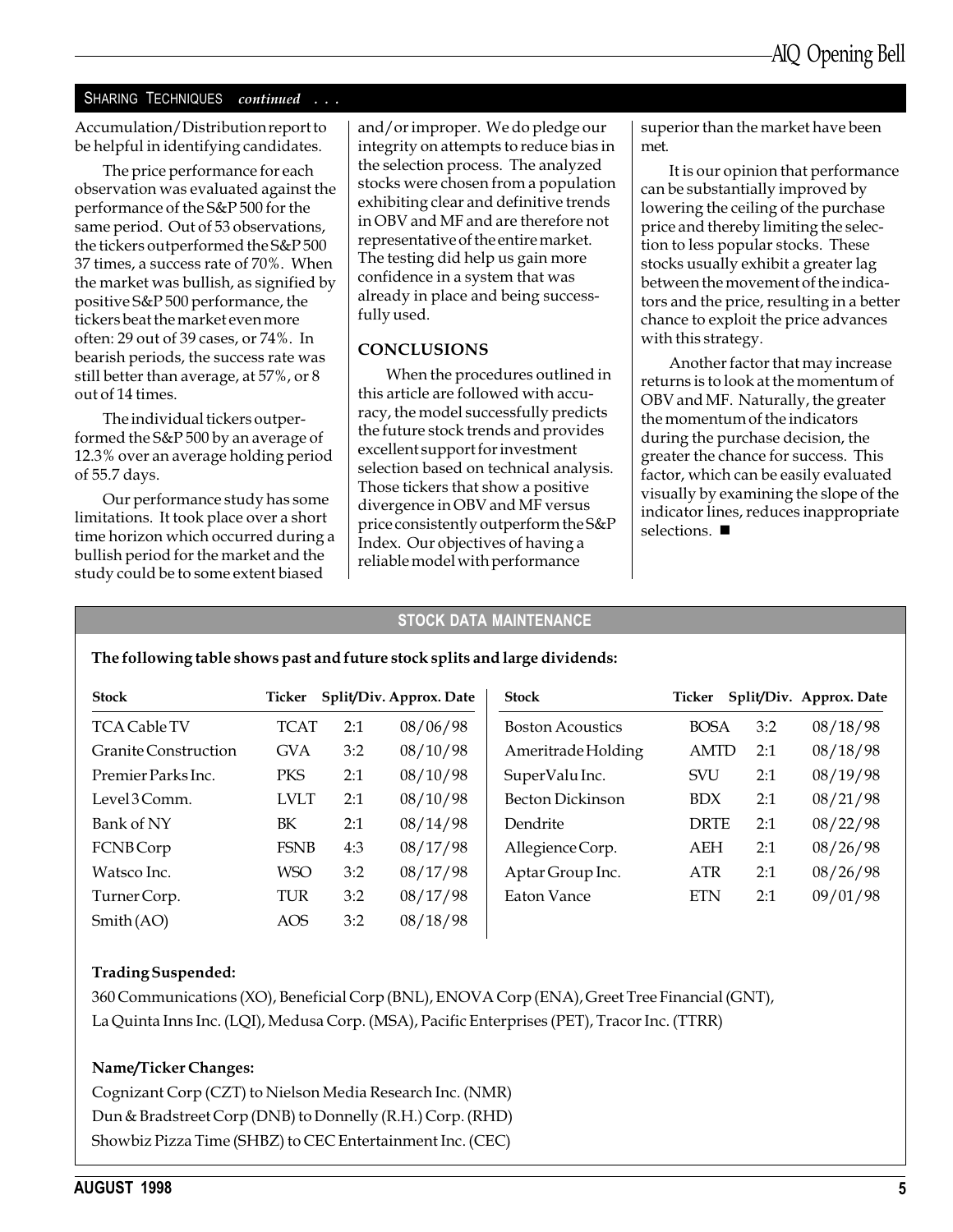SHARING TECHNIQUES *continued . . .*

Accumulation/Distribution report to be helpful in identifying candidates.

The price performance for each observation was evaluated against the performance of the S&P 500 for the same period. Out of 53 observations, the tickers outperformed the S&P 500 37 times, a success rate of 70%. When the market was bullish, as signified by positive S&P 500 performance, the tickers beat the market even more often: 29 out of 39 cases, or 74%. In bearish periods, the success rate was still better than average, at 57%, or 8 out of 14 times.

The individual tickers outperformed the S&P 500 by an average of 12.3% over an average holding period of 55.7 days.

Our performance study has some limitations. It took place over a short time horizon which occurred during a bullish period for the market and the study could be to some extent biased and/or improper. We do pledge our integrity on attempts to reduce bias in the selection process. The analyzed stocks were chosen from a population exhibiting clear and definitive trends in OBV and MF and are therefore not representative of the entire market. The testing did help us gain more confidence in a system that was already in place and being successfully used.

### CONCLUSIONS

When the procedures outlined in this article are followed with accuracy, the model successfully predicts the future stock trends and provides excellent support for investment selection based on technical analysis. Those tickers that show a positive divergence in OBV and MF versus price consistently outperform the S&P Index. Our objectives of having a reliable model with performance superior than the market have been met.

It is our opinion that performance can be substantially improved by lowering the ceiling of the purchase price and thereby limiting the selection to less popular stocks. These stocks usually exhibit a greater lag between the movement of the indicators and the price, resulting in a better chance to exploit the price advances with this strategy.

Another factor that may increase returns is to look at the momentum of OBV and MF. Naturally, the greater the momentum of the indicators during the purchase decision, the greater the chance for success. This factor, which can be easily evaluated visually by examining the slope of the indicator lines, reduces inappropriate selections. ■

## STOCK DATA MAINTENANCE

**The following table shows past and future stock splits and large dividends:**

| Stock | Ticker | Split/Div. | Approx. Date |
|---|---|---|---|
| TCA Cable TV | TCAT | 2:1 | 08/06/98 |
| Granite Construction | GVA | 3:2 | 08/10/98 |
| Premier Parks Inc. | PKS | 2:1 | 08/10/98 |
| Level 3 Comm. | LVLT | 2:1 | 08/10/98 |
| Bank of NY | BK | 2:1 | 08/14/98 |
| FCNB Corp | FSNB | 4:3 | 08/17/98 |
| Watsco Inc. | WSO | 3:2 | 08/17/98 |
| Turner Corp. | TUR | 3:2 | 08/17/98 |
| Smith (AO) | AOS | 3:2 | 08/18/98 |
| Boston Acoustics | BOSA | 3:2 | 08/18/98 |
| Ameritrade Holding | AMTD | 2:1 | 08/18/98 |
| SuperValu Inc. | SVU | 2:1 | 08/19/98 |
| Becton Dickinson | BDX | 2:1 | 08/21/98 |
| Dendrite | DRTE | 2:1 | 08/22/98 |
| Allegience Corp. | AEH | 2:1 | 08/26/98 |
| Aptar Group Inc. | ATR | 2:1 | 08/26/98 |
| Eaton Vance | ETN | 2:1 | 09/01/98 |

**Trading Suspended:**

360 Communications (XO), Beneficial Corp (BNL), ENOVA Corp (ENA), Greet Tree Financial (GNT), La Quinta Inns Inc. (LQI), Medusa Corp. (MSA), Pacific Enterprises (PET), Tracor Inc. (TTRR)

**Name/Ticker Changes:**

Cognizant Corp (CZT) to Nielson Media Research Inc. (NMR)
Dun & Bradstreet Corp (DNB) to Donnelly (R.H.) Corp. (RHD)
Showbiz Pizza Time (SHBZ) to CEC Entertainment Inc. (CEC)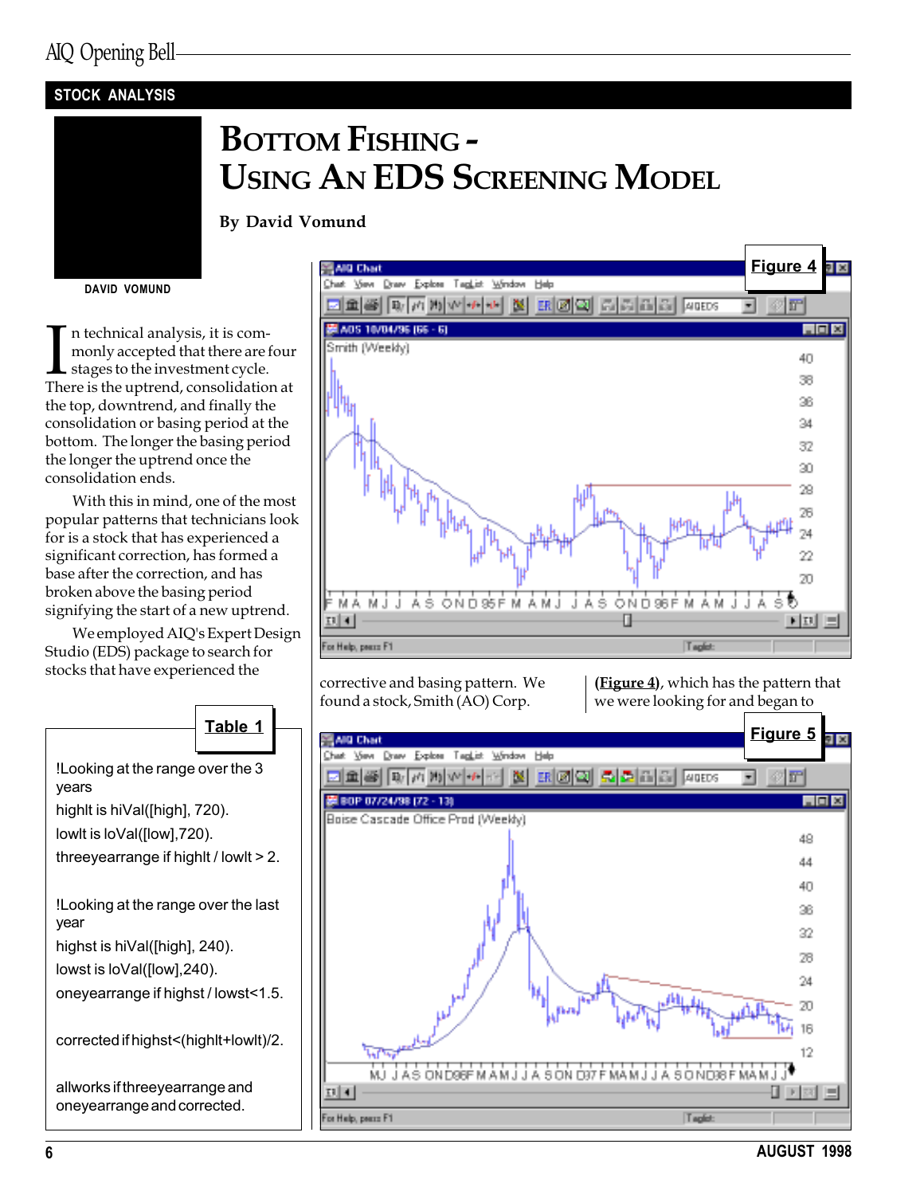STOCK ANALYSIS

# Bottom Fishing - Using An EDS Screening Model

**By David Vomund**

DAVID VOMUND

In technical analysis, it is commonly accepted that there are four stages to the investment cycle. There is the uptrend, consolidation at the top, downtrend, and finally the consolidation or basing period at the bottom. The longer the basing period the longer the uptrend once the consolidation ends.

With this in mind, one of the most popular patterns that technicians look for is a stock that has experienced a significant correction, has formed a base after the correction, and has broken above the basing period signifying the start of a new uptrend.

We employed AIQ's Expert Design Studio (EDS) package to search for stocks that have experienced the corrective and basing pattern. We found a stock, Smith (AO) Corp. (**Figure 4**), which has the pattern that we were looking for and began to

**Table 1**

```
!Looking at the range over the 3 years
highlt is hiVal([high], 720).
lowlt is loVal([low],720).
threeyearrange if highlt / lowlt > 2.

!Looking at the range over the last year
highst is hiVal([high], 240).
lowst is loVal([low],240).
oneyearrange if highst / lowst<1.5.

corrected if highst<(highlt+lowlt)/2.

allworks if threeyearrange and oneyearrange and corrected.
```

**Figure 4**

**Figure 5**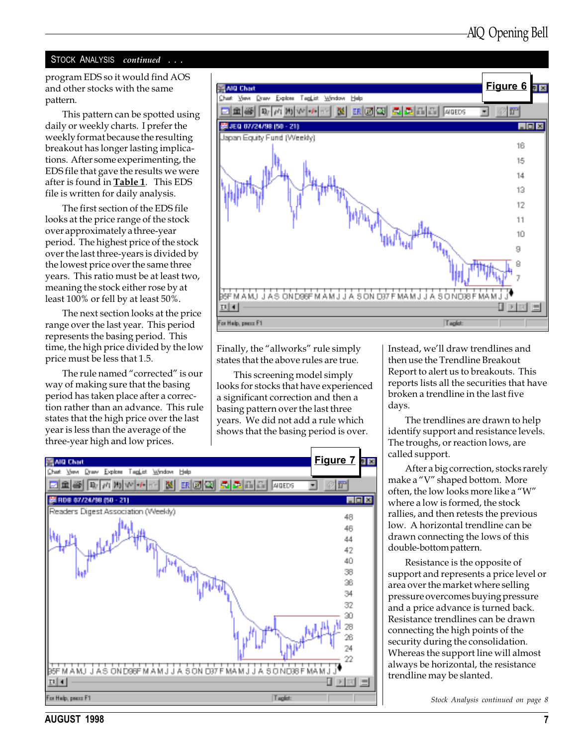## STOCK ANALYSIS *continued . . .*

program EDS so it would find AOS and other stocks with the same pattern.

This pattern can be spotted using daily or weekly charts. I prefer the weekly format because the resulting breakout has longer lasting implications. After some experimenting, the EDS file that gave the results we were after is found in **Table 1**. This EDS file is written for daily analysis.

The first section of the EDS file looks at the price range of the stock over approximately a three-year period. The highest price of the stock over the last three-years is divided by the lowest price over the same three years. This ratio must be at least two, meaning the stock either rose by at least 100% or fell by at least 50%.

The next section looks at the price range over the last year. This period represents the basing period. This time, the high price divided by the low price must be less that 1.5.

The rule named "corrected" is our way of making sure that the basing period has taken place after a correction rather than an advance. This rule states that the high price over the last year is less than the average of the three-year high and low prices.

**Figure 6**

Finally, the "allworks" rule simply states that the above rules are true.

This screening model simply looks for stocks that have experienced a significant correction and then a basing pattern over the last three years. We did not add a rule which shows that the basing period is over.

**Figure 7**

Instead, we'll draw trendlines and then use the Trendline Breakout Report to alert us to breakouts. This reports lists all the securities that have broken a trendline in the last five days.

The trendlines are drawn to help identify support and resistance levels. The troughs, or reaction lows, are called support.

After a big correction, stocks rarely make a "V" shaped bottom. More often, the low looks more like a "W" where a low is formed, the stock rallies, and then retests the previous low. A horizontal trendline can be drawn connecting the lows of this double-bottom pattern.

Resistance is the opposite of support and represents a price level or area over the market where selling pressure overcomes buying pressure and a price advance is turned back. Resistance trendlines can be drawn connecting the high points of the security during the consolidation. Whereas the support line will almost always be horizontal, the resistance trendline may be slanted.

*Stock Analysis continued on page 8*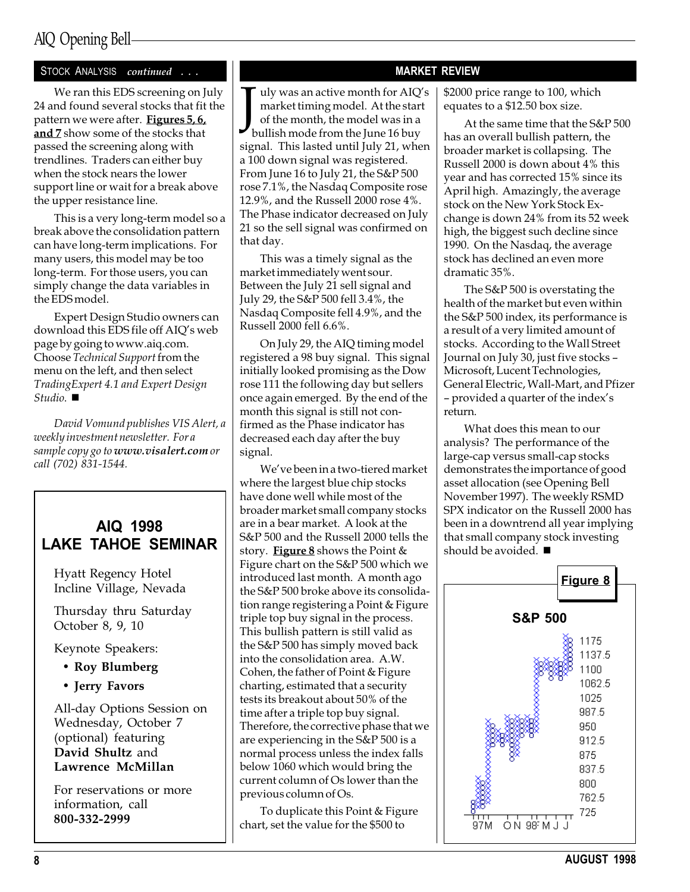## STOCK ANALYSIS *continued . . .*

We ran this EDS screening on July 24 and found several stocks that fit the pattern we were after. **Figures 5, 6, and 7** show some of the stocks that passed the screening along with trendlines. Traders can either buy when the stock nears the lower support line or wait for a break above the upper resistance line.

This is a very long-term model so a break above the consolidation pattern can have long-term implications. For many users, this model may be too long-term. For those users, you can simply change the data variables in the EDS model.

Expert Design Studio owners can download this EDS file off AIQ's web page by going to www.aiq.com. Choose *Technical Support* from the menu on the left, and then select *TradingExpert 4.1 and Expert Design Studio.* ■

*David Vomund publishes VIS Alert, a weekly investment newsletter. For a sample copy go to* ***www.visalert.com*** *or call (702) 831-1544.*

---

**AIQ 1998 LAKE TAHOE SEMINAR**

Hyatt Regency Hotel
Incline Village, Nevada

Thursday thru Saturday
October 8, 9, 10

Keynote Speakers:

- **Roy Blumberg**
- **Jerry Favors**

All-day Options Session on Wednesday, October 7 (optional) featuring **David Shultz** and **Lawrence McMillan**

For reservations or more information, call **800-332-2999**

---

## MARKET REVIEW

July was an active month for AIQ's market timing model. At the start of the month, the model was in a bullish mode from the June 16 buy signal. This lasted until July 21, when a 100 down signal was registered. From June 16 to July 21, the S&P 500 rose 7.1%, the Nasdaq Composite rose 12.9%, and the Russell 2000 rose 4%. The Phase indicator decreased on July 21 so the sell signal was confirmed on that day.

This was a timely signal as the market immediately went sour. Between the July 21 sell signal and July 29, the S&P 500 fell 3.4%, the Nasdaq Composite fell 4.9%, and the Russell 2000 fell 6.6%.

On July 29, the AIQ timing model registered a 98 buy signal. This signal initially looked promising as the Dow rose 111 the following day but sellers once again emerged. By the end of the month this signal is still not confirmed as the Phase indicator has decreased each day after the buy signal.

We've been in a two-tiered market where the largest blue chip stocks have done well while most of the broader market small company stocks are in a bear market. A look at the S&P 500 and the Russell 2000 tells the story. **Figure 8** shows the Point & Figure chart on the S&P 500 which we introduced last month. A month ago the S&P 500 broke above its consolidation range registering a Point & Figure triple top buy signal in the process. This bullish pattern is still valid as the S&P 500 has simply moved back into the consolidation area. A.W. Cohen, the father of Point & Figure charting, estimated that a security tests its breakout about 50% of the time after a triple top buy signal. Therefore, the corrective phase that we are experiencing in the S&P 500 is a normal process unless the index falls below 1060 which would bring the current column of Os lower than the previous column of Os.

To duplicate this Point & Figure chart, set the value for the $500 to $2000 price range to 100, which equates to a $12.50 box size.

At the same time that the S&P 500 has an overall bullish pattern, the broader market is collapsing. The Russell 2000 is down about 4% this year and has corrected 15% since its April high. Amazingly, the average stock on the New York Stock Exchange is down 24% from its 52 week high, the biggest such decline since 1990. On the Nasdaq, the average stock has declined an even more dramatic 35%.

The S&P 500 is overstating the health of the market but even within the S&P 500 index, its performance is a result of a very limited amount of stocks. According to the Wall Street Journal on July 30, just five stocks – Microsoft, Lucent Technologies, General Electric, Wall-Mart, and Pfizer – provided a quarter of the index's return.

What does this mean to our analysis? The performance of the large-cap versus small-cap stocks demonstrates the importance of good asset allocation (see Opening Bell November 1997). The weekly RSMD SPX indicator on the Russell 2000 has been in a downtrend all year implying that small company stock investing should be avoided. ■

**Figure 8**

S&P 500

1175
1137.5
1100
1062.5
1025
987.5
950
912.5
875
837.5
800
762.5
725

97M O N 98 M J J